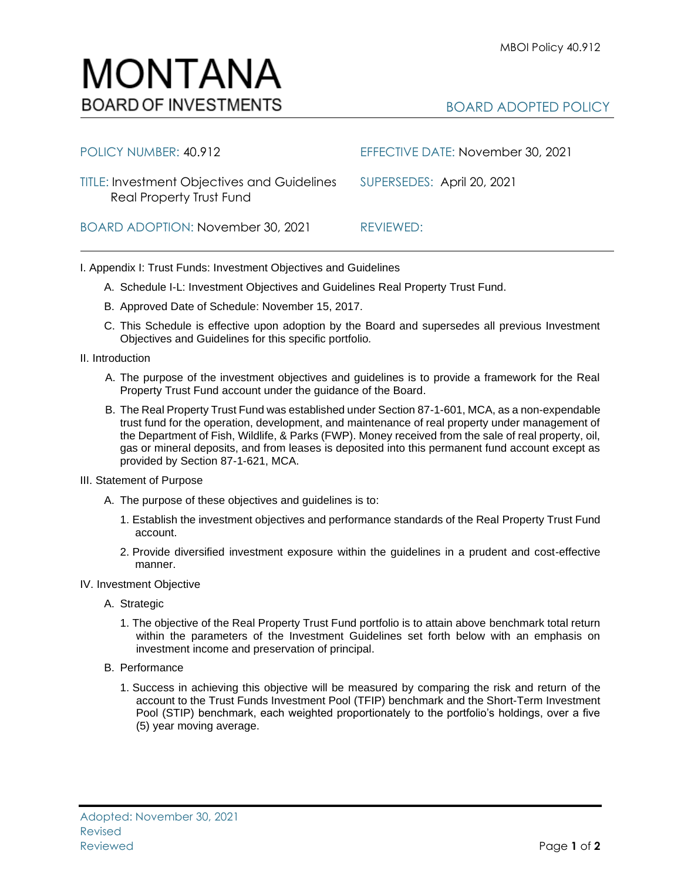# MONTANA
## BOARD OF INVESTMENTS

BOARD ADOPTED POLICY

| | |
|---|---|
| POLICY NUMBER: 40.912 | EFFECTIVE DATE: November 30, 2021 |
| TITLE: Investment Objectives and Guidelines Real Property Trust Fund | SUPERSEDES: April 20, 2021 |
| BOARD ADOPTION: November 30, 2021 | REVIEWED: |

I. Appendix I: Trust Funds: Investment Objectives and Guidelines

A. Schedule I-L: Investment Objectives and Guidelines Real Property Trust Fund.

B. Approved Date of Schedule: November 15, 2017.

C. This Schedule is effective upon adoption by the Board and supersedes all previous Investment Objectives and Guidelines for this specific portfolio.

II. Introduction

A. The purpose of the investment objectives and guidelines is to provide a framework for the Real Property Trust Fund account under the guidance of the Board.

B. The Real Property Trust Fund was established under Section 87-1-601, MCA, as a non-expendable trust fund for the operation, development, and maintenance of real property under management of the Department of Fish, Wildlife, & Parks (FWP). Money received from the sale of real property, oil, gas or mineral deposits, and from leases is deposited into this permanent fund account except as provided by Section 87-1-621, MCA.

III. Statement of Purpose

A. The purpose of these objectives and guidelines is to:

1. Establish the investment objectives and performance standards of the Real Property Trust Fund account.

2. Provide diversified investment exposure within the guidelines in a prudent and cost-effective manner.

IV. Investment Objective

A. Strategic

1. The objective of the Real Property Trust Fund portfolio is to attain above benchmark total return within the parameters of the Investment Guidelines set forth below with an emphasis on investment income and preservation of principal.

B. Performance

1. Success in achieving this objective will be measured by comparing the risk and return of the account to the Trust Funds Investment Pool (TFIP) benchmark and the Short-Term Investment Pool (STIP) benchmark, each weighted proportionately to the portfolio's holdings, over a five (5) year moving average.

Adopted: November 30, 2021
Revised
Reviewed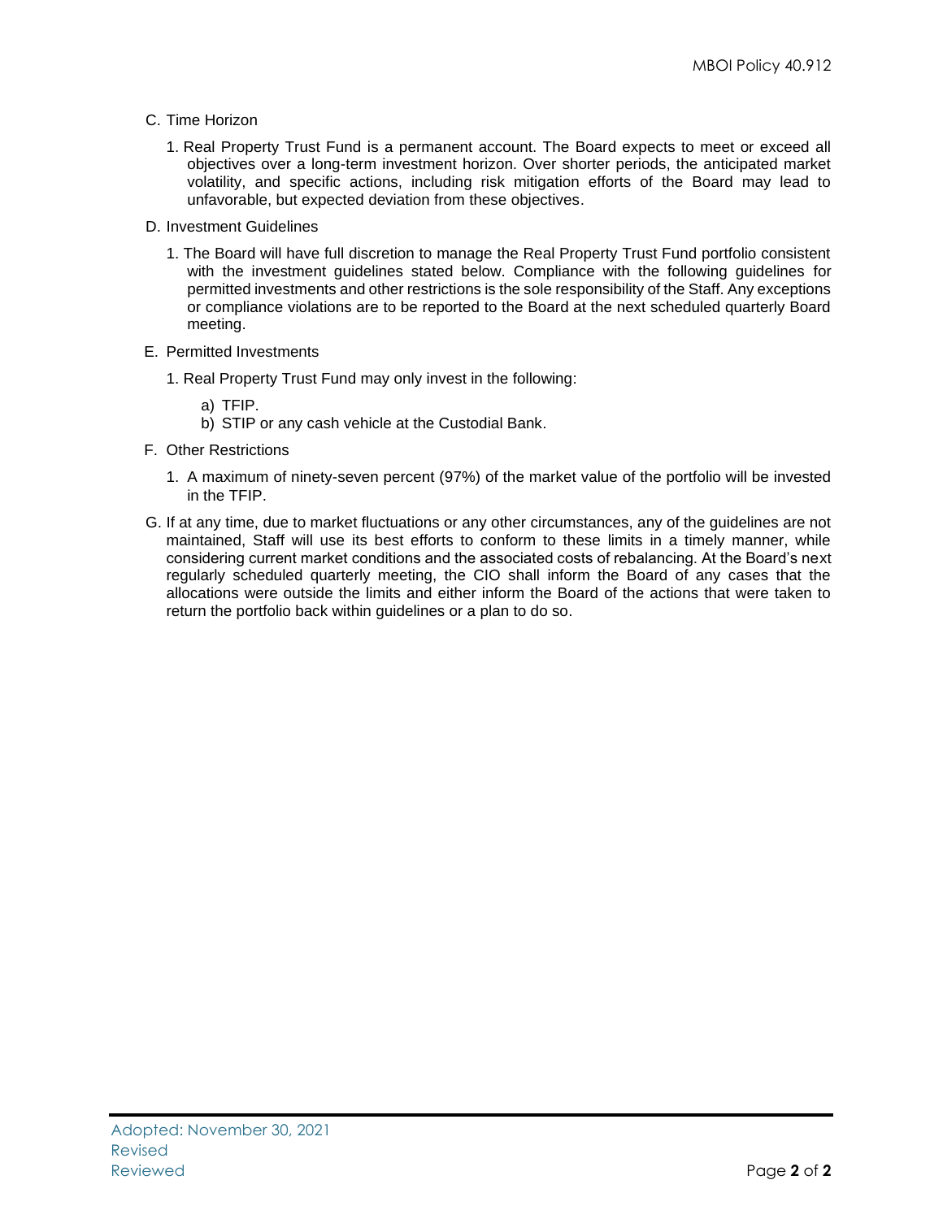C. Time Horizon

1. Real Property Trust Fund is a permanent account. The Board expects to meet or exceed all objectives over a long-term investment horizon. Over shorter periods, the anticipated market volatility, and specific actions, including risk mitigation efforts of the Board may lead to unfavorable, but expected deviation from these objectives.

D. Investment Guidelines

1. The Board will have full discretion to manage the Real Property Trust Fund portfolio consistent with the investment guidelines stated below. Compliance with the following guidelines for permitted investments and other restrictions is the sole responsibility of the Staff. Any exceptions or compliance violations are to be reported to the Board at the next scheduled quarterly Board meeting.

E. Permitted Investments

1. Real Property Trust Fund may only invest in the following:

   a) TFIP.
   b) STIP or any cash vehicle at the Custodial Bank.

F. Other Restrictions

1. A maximum of ninety-seven percent (97%) of the market value of the portfolio will be invested in the TFIP.

G. If at any time, due to market fluctuations or any other circumstances, any of the guidelines are not maintained, Staff will use its best efforts to conform to these limits in a timely manner, while considering current market conditions and the associated costs of rebalancing. At the Board's next regularly scheduled quarterly meeting, the CIO shall inform the Board of any cases that the allocations were outside the limits and either inform the Board of the actions that were taken to return the portfolio back within guidelines or a plan to do so.

Adopted: November 30, 2021
Revised
Reviewed